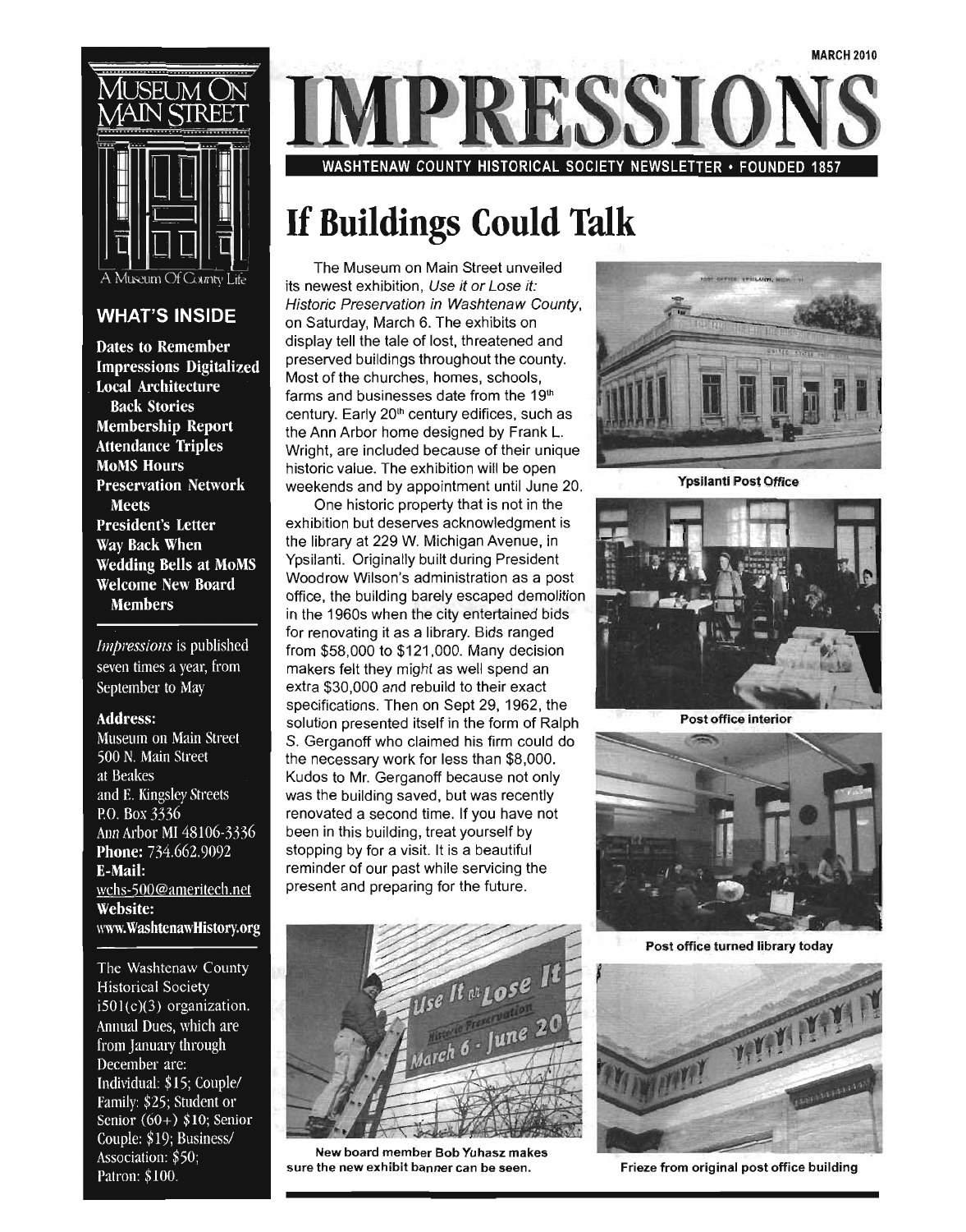MARCH 2010

# IMPRESSIONS

WASHTENAW COUNTY HISTORICAL SOCIETY NEWSLETTER • FOUNDED 1857

MUSEUM ON MAIN STREET

A Museum Of County Life

## WHAT'S INSIDE

**Dates to Remember**
**Impressions Digitalized**
**Local Architecture Back Stories**
**Membership Report**
**Attendance Triples**
**MoMS Hours**
**Preservation Network Meets**
**President's Letter**
**Way Back When**
**Wedding Bells at MoMS**
**Welcome New Board Members**

*Impressions* is published seven times a year, from September to May

**Address:**
Museum on Main Street
500 N. Main Street
at Beakes
and E. Kingsley Streets
P.O. Box 3336
Ann Arbor MI 48106-3336
**Phone:** 734.662.9092
**E-Mail:**
wchs-500@ameritech.net
**Website:**
www.WashtenawHistory.org

The Washtenaw County Historical Society i501(c)(3) organization. Annual Dues, which are from January through December are: Individual: $15; Couple/ Family: $25; Student or Senior (60+) $10; Senior Couple: $19; Business/ Association: $50; Patron: $100.

# If Buildings Could Talk

The Museum on Main Street unveiled its newest exhibition, *Use it or Lose it: Historic Preservation in Washtenaw County*, on Saturday, March 6. The exhibits on display tell the tale of lost, threatened and preserved buildings throughout the county. Most of the churches, homes, schools, farms and businesses date from the 19th century. Early 20th century edifices, such as the Ann Arbor home designed by Frank L. Wright, are included because of their unique historic value. The exhibition will be open weekends and by appointment until June 20.

One historic property that is not in the exhibition but deserves acknowledgment is the library at 229 W. Michigan Avenue, in Ypsilanti. Originally built during President Woodrow Wilson's administration as a post office, the building barely escaped demolition in the 1960s when the city entertained bids for renovating it as a library. Bids ranged from $58,000 to $121,000. Many decision makers felt they might as well spend an extra $30,000 and rebuild to their exact specifications. Then on Sept 29, 1962, the solution presented itself in the form of Ralph S. Gerganoff who claimed his firm could do the necessary work for less than $8,000. Kudos to Mr. Gerganoff because not only was the building saved, but was recently renovated a second time. If you have not been in this building, treat yourself by stopping by for a visit. It is a beautiful reminder of our past while servicing the present and preparing for the future.

Ypsilanti Post Office

Post office interior

Post office turned library today

New board member Bob Yuhasz makes sure the new exhibit banner can be seen.

Frieze from original post office building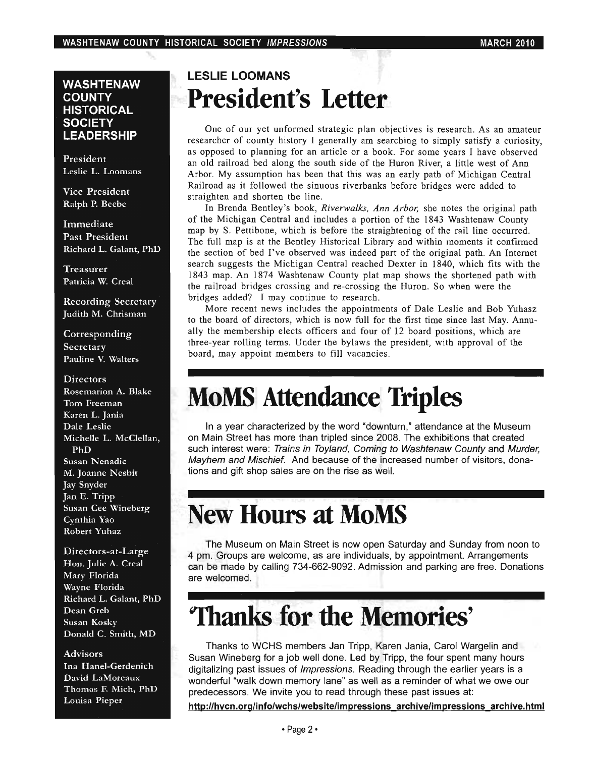## WASHTENAW COUNTY HISTORICAL SOCIETY LEADERSHIP

**President**
Leslie L. Loomans

**Vice President**
Ralph P. Beebe

**Immediate Past President**
Richard L. Galant, PhD

**Treasurer**
Patricia W. Creal

**Recording Secretary**
Judith M. Chrisman

**Corresponding Secretary**
Pauline V. Walters

**Directors**
Rosemarion A. Blake
Tom Freeman
Karen L. Jania
Dale Leslie
Michelle L. McClellan, PhD
Susan Nenadic
M. Joanne Nesbit
Jay Snyder
Jan E. Tripp
Susan Cee Wineberg
Cynthia Yao
Robert Yuhaz

**Directors-at-Large**
Hon. Julie A. Creal
Mary Florida
Wayne Florida
Richard L. Galant, PhD
Dean Greb
Susan Kosky
Donald C. Smith, MD

**Advisors**
Ina Hanel-Gerdenich
David LaMoreaux
Thomas F. Mich, PhD
Louisa Pieper

LESLIE LOOMANS

# President's Letter

One of our yet unformed strategic plan objectives is research. As an amateur researcher of county history I generally am searching to simply satisfy a curiosity, as opposed to planning for an article or a book. For some years I have observed an old railroad bed along the south side of the Huron River, a little west of Ann Arbor. My assumption has been that this was an early path of Michigan Central Railroad as it followed the sinuous riverbanks before bridges were added to straighten and shorten the line.

In Brenda Bentley's book, *Riverwalks, Ann Arbor,* she notes the original path of the Michigan Central and includes a portion of the 1843 Washtenaw County map by S. Pettibone, which is before the straightening of the rail line occurred. The full map is at the Bentley Historical Library and within moments it confirmed the section of bed I've observed was indeed part of the original path. An Internet search suggests the Michigan Central reached Dexter in 1840, which fits with the 1843 map. An 1874 Washtenaw County plat map shows the shortened path with the railroad bridges crossing and re-crossing the Huron. So when were the bridges added? I may continue to research.

More recent news includes the appointments of Dale Leslie and Bob Yuhasz to the board of directors, which is now full for the first time since last May. Annually the membership elects officers and four of 12 board positions, which are three-year rolling terms. Under the bylaws the president, with approval of the board, may appoint members to fill vacancies.

# MoMS Attendance Triples

In a year characterized by the word "downturn," attendance at the Museum on Main Street has more than tripled since 2008. The exhibitions that created such interest were: *Trains in Toyland*, *Coming to Washtenaw County* and *Murder, Mayhem and Mischief.* And because of the increased number of visitors, donations and gift shop sales are on the rise as well.

# New Hours at MoMS

The Museum on Main Street is now open Saturday and Sunday from noon to 4 pm. Groups are welcome, as are individuals, by appointment. Arrangements can be made by calling 734-662-9092. Admission and parking are free. Donations are welcomed.

# 'Thanks for the Memories'

Thanks to WCHS members Jan Tripp, Karen Jania, Carol Wargelin and Susan Wineberg for a job well done. Led by Tripp, the four spent many hours digitalizing past issues of *Impressions*. Reading through the earlier years is a wonderful "walk down memory lane" as well as a reminder of what we owe our predecessors. We invite you to read through these past issues at:

**http://hvcn.org/info/wchs/website/impressions_archive/impressions_archive.html**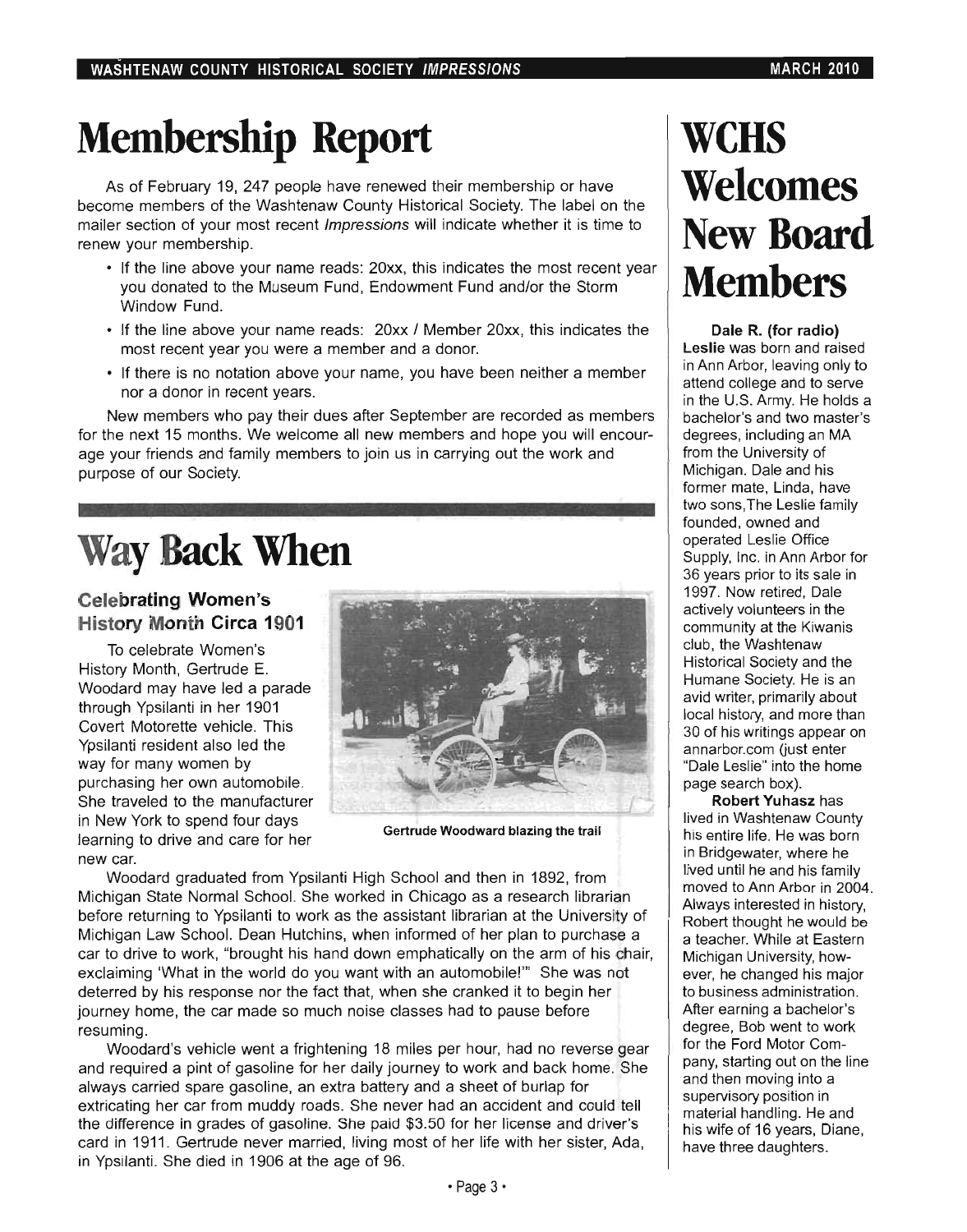# Membership Report

As of February 19, 247 people have renewed their membership or have become members of the Washtenaw County Historical Society. The label on the mailer section of your most recent *Impressions* will indicate whether it is time to renew your membership.

- If the line above your name reads: 20xx, this indicates the most recent year you donated to the Museum Fund, Endowment Fund and/or the Storm Window Fund.
- If the line above your name reads: 20xx / Member 20xx, this indicates the most recent year you were a member and a donor.
- If there is no notation above your name, you have been neither a member nor a donor in recent years.

New members who pay their dues after September are recorded as members for the next 15 months. We welcome all new members and hope you will encourage your friends and family members to join us in carrying out the work and purpose of our Society.

# Way Back When

## Celebrating Women's History Month Circa 1901

To celebrate Women's History Month, Gertrude E. Woodard may have led a parade through Ypsilanti in her 1901 Covert Motorette vehicle. This Ypsilanti resident also led the way for many women by purchasing her own automobile. She traveled to the manufacturer in New York to spend four days learning to drive and care for her new car.

Gertrude Woodward blazing the trail

Woodard graduated from Ypsilanti High School and then in 1892, from Michigan State Normal School. She worked in Chicago as a research librarian before returning to Ypsilanti to work as the assistant librarian at the University of Michigan Law School. Dean Hutchins, when informed of her plan to purchase a car to drive to work, "brought his hand down emphatically on the arm of his chair, exclaiming 'What in the world do you want with an automobile!'" She was not deterred by his response nor the fact that, when she cranked it to begin her journey home, the car made so much noise classes had to pause before resuming.

Woodard's vehicle went a frightening 18 miles per hour, had no reverse gear and required a pint of gasoline for her daily journey to work and back home. She always carried spare gasoline, an extra battery and a sheet of burlap for extricating her car from muddy roads. She never had an accident and could tell the difference in grades of gasoline. She paid $3.50 for her license and driver's card in 1911. Gertrude never married, living most of her life with her sister, Ada, in Ypsilanti. She died in 1906 at the age of 96.

# WCHS Welcomes New Board Members

**Dale R. (for radio) Leslie** was born and raised in Ann Arbor, leaving only to attend college and to serve in the U.S. Army. He holds a bachelor's and two master's degrees, including an MA from the University of Michigan. Dale and his former mate, Linda, have two sons,The Leslie family founded, owned and operated Leslie Office Supply, Inc. in Ann Arbor for 36 years prior to its sale in 1997. Now retired, Dale actively volunteers in the community at the Kiwanis club, the Washtenaw Historical Society and the Humane Society. He is an avid writer, primarily about local history, and more than 30 of his writings appear on annarbor.com (just enter "Dale Leslie" into the home page search box).

**Robert Yuhasz** has lived in Washtenaw County his entire life. He was born in Bridgewater, where he lived until he and his family moved to Ann Arbor in 2004. Always interested in history, Robert thought he would be a teacher. While at Eastern Michigan University, however, he changed his major to business administration. After earning a bachelor's degree, Bob went to work for the Ford Motor Company, starting out on the line and then moving into a supervisory position in material handling. He and his wife of 16 years, Diane, have three daughters.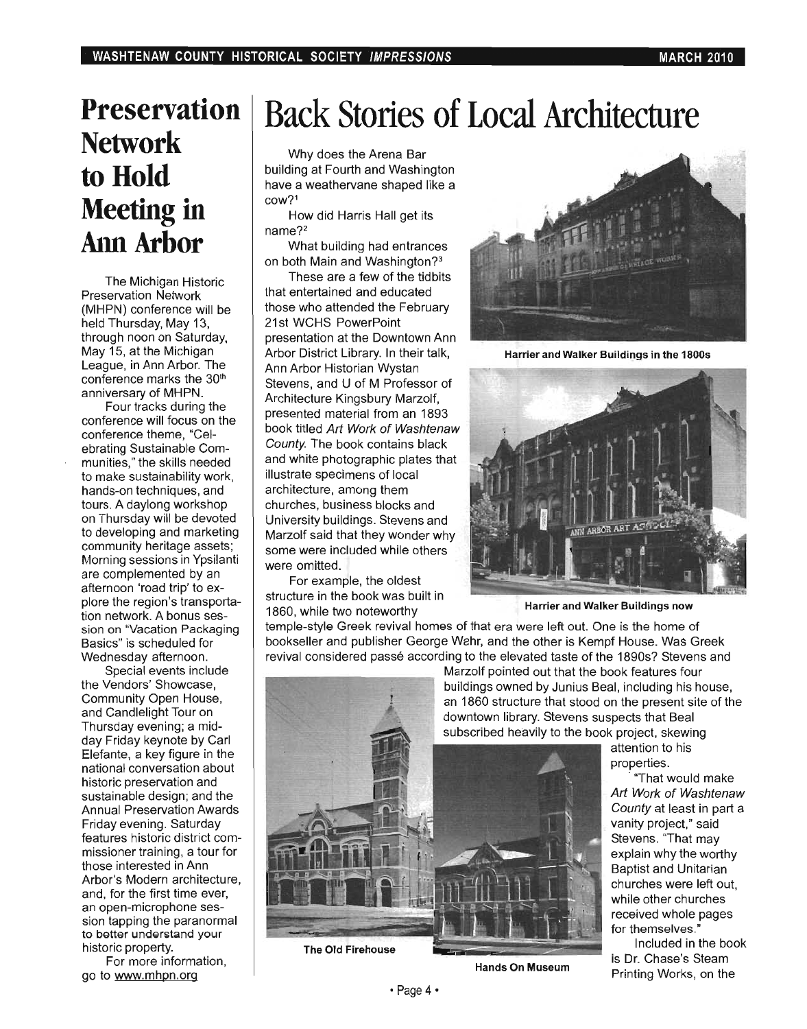# Preservation Network to Hold Meeting in Ann Arbor

The Michigan Historic Preservation Network (MHPN) conference will be held Thursday, May 13, through noon on Saturday, May 15, at the Michigan League, in Ann Arbor. The conference marks the 30th anniversary of MHPN.

Four tracks during the conference will focus on the conference theme, "Celebrating Sustainable Communities," the skills needed to make sustainability work, hands-on techniques, and tours. A daylong workshop on Thursday will be devoted to developing and marketing community heritage assets; Morning sessions in Ypsilanti are complemented by an afternoon 'road trip' to explore the region's transportation network. A bonus session on "Vacation Packaging Basics" is scheduled for Wednesday afternoon.

Special events include the Vendors' Showcase, Community Open House, and Candlelight Tour on Thursday evening; a midday Friday keynote by Carl Elefante, a key figure in the national conversation about historic preservation and sustainable design; and the Annual Preservation Awards Friday evening. Saturday features historic district commissioner training, a tour for those interested in Ann Arbor's Modern architecture, and, for the first time ever, an open-microphone session tapping the paranormal to better understand your historic property.

For more information, go to www.mhpn.org

# Back Stories of Local Architecture

Why does the Arena Bar building at Fourth and Washington have a weathervane shaped like a cow?[1]

How did Harris Hall get its name?[2]

What building had entrances on both Main and Washington?[3]

These are a few of the tidbits that entertained and educated those who attended the February 21st WCHS PowerPoint presentation at the Downtown Ann Arbor District Library. In their talk, Ann Arbor Historian Wystan Stevens, and U of M Professor of Architecture Kingsbury Marzolf, presented material from an 1893 book titled *Art Work of Washtenaw County.* The book contains black and white photographic plates that illustrate specimens of local architecture, among them churches, business blocks and University buildings. Stevens and Marzolf said that they wonder why some were included while others were omitted.

Harrier and Walker Buildings in the 1800s

Harrier and Walker Buildings now

For example, the oldest structure in the book was built in 1860, while two noteworthy temple-style Greek revival homes of that era were left out. One is the home of bookseller and publisher George Wahr, and the other is Kempf House. Was Greek revival considered passé according to the elevated taste of the 1890s? Stevens and Marzolf pointed out that the book features four buildings owned by Junius Beal, including his house, an 1860 structure that stood on the present site of the downtown library. Stevens suspects that Beal subscribed heavily to the book project, skewing attention to his properties.

"That would make *Art Work of Washtenaw County* at least in part a vanity project," said Stevens. "That may explain why the worthy Baptist and Unitarian churches were left out, while other churches received whole pages for themselves."

The Old Firehouse

Hands On Museum

Included in the book is Dr. Chase's Steam Printing Works, on the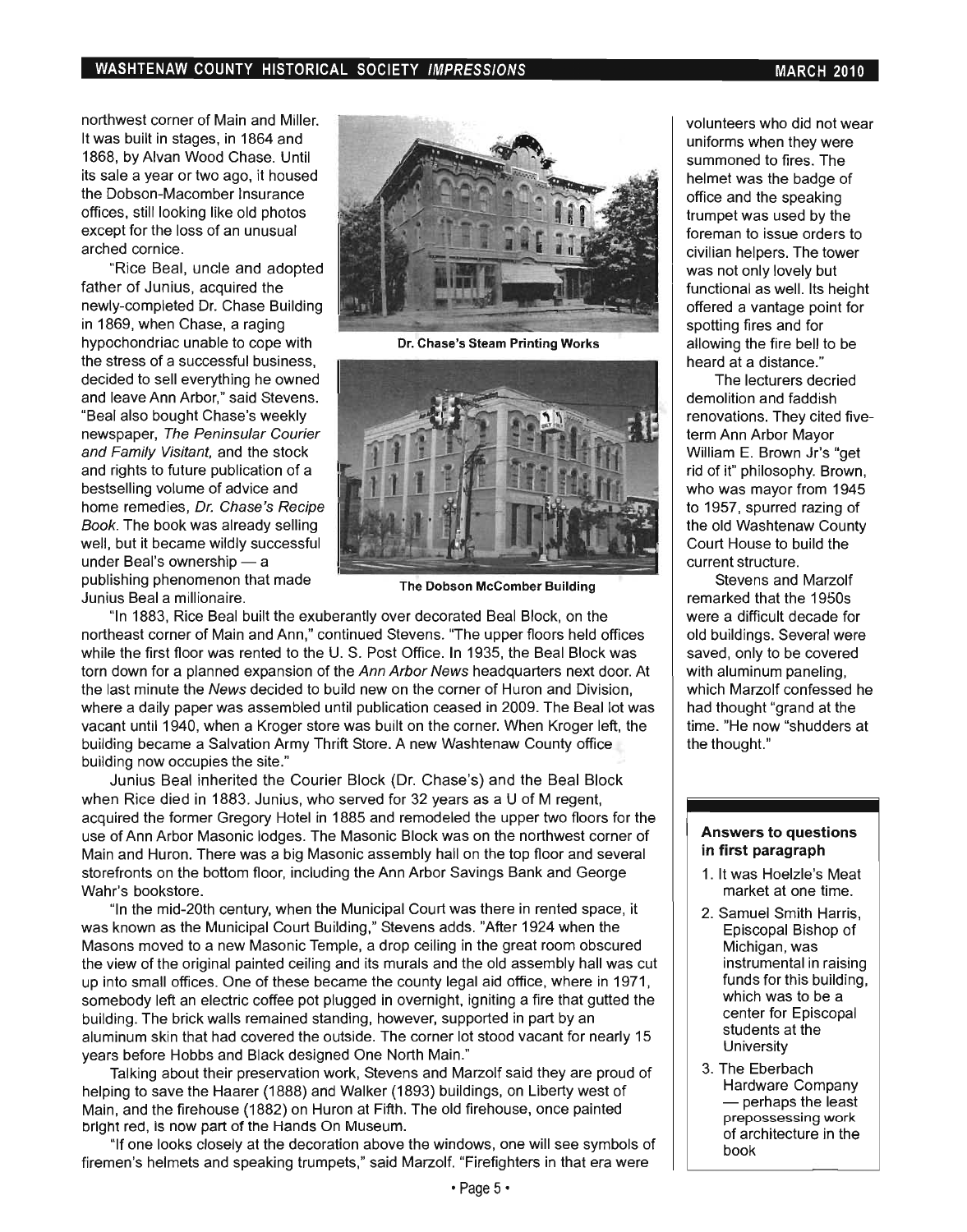northwest corner of Main and Miller. It was built in stages, in 1864 and 1868, by Alvan Wood Chase. Until its sale a year or two ago, it housed the Dobson-Macomber Insurance offices, still looking like old photos except for the loss of an unusual arched cornice.

"Rice Beal, uncle and adopted father of Junius, acquired the newly-completed Dr. Chase Building in 1869, when Chase, a raging hypochondriac unable to cope with the stress of a successful business, decided to sell everything he owned and leave Ann Arbor," said Stevens. "Beal also bought Chase's weekly newspaper, *The Peninsular Courier and Family Visitant,* and the stock and rights to future publication of a bestselling volume of advice and home remedies, *Dr. Chase's Recipe Book*. The book was already selling well, but it became wildly successful under Beal's ownership — a publishing phenomenon that made Junius Beal a millionaire.

**Dr. Chase's Steam Printing Works**

**The Dobson McComber Building**

"In 1883, Rice Beal built the exuberantly over decorated Beal Block, on the northeast corner of Main and Ann," continued Stevens. "The upper floors held offices while the first floor was rented to the U. S. Post Office. In 1935, the Beal Block was torn down for a planned expansion of the *Ann Arbor News* headquarters next door. At the last minute the *News* decided to build new on the corner of Huron and Division, where a daily paper was assembled until publication ceased in 2009. The Beal lot was vacant until 1940, when a Kroger store was built on the corner. When Kroger left, the building became a Salvation Army Thrift Store. A new Washtenaw County office building now occupies the site."

Junius Beal inherited the Courier Block (Dr. Chase's) and the Beal Block when Rice died in 1883. Junius, who served for 32 years as a U of M regent, acquired the former Gregory Hotel in 1885 and remodeled the upper two floors for the use of Ann Arbor Masonic lodges. The Masonic Block was on the northwest corner of Main and Huron. There was a big Masonic assembly hall on the top floor and several storefronts on the bottom floor, including the Ann Arbor Savings Bank and George Wahr's bookstore.

"In the mid-20th century, when the Municipal Court was there in rented space, it was known as the Municipal Court Building," Stevens adds. "After 1924 when the Masons moved to a new Masonic Temple, a drop ceiling in the great room obscured the view of the original painted ceiling and its murals and the old assembly hall was cut up into small offices. One of these became the county legal aid office, where in 1971, somebody left an electric coffee pot plugged in overnight, igniting a fire that gutted the building. The brick walls remained standing, however, supported in part by an aluminum skin that had covered the outside. The corner lot stood vacant for nearly 15 years before Hobbs and Black designed One North Main."

Talking about their preservation work, Stevens and Marzolf said they are proud of helping to save the Haarer (1888) and Walker (1893) buildings, on Liberty west of Main, and the firehouse (1882) on Huron at Fifth. The old firehouse, once painted bright red, is now part of the Hands On Museum.

"If one looks closely at the decoration above the windows, one will see symbols of firemen's helmets and speaking trumpets," said Marzolf. "Firefighters in that era were volunteers who did not wear uniforms when they were summoned to fires. The helmet was the badge of office and the speaking trumpet was used by the foreman to issue orders to civilian helpers. The tower was not only lovely but functional as well. Its height offered a vantage point for spotting fires and for allowing the fire bell to be heard at a distance."

The lecturers decried demolition and faddish renovations. They cited five-term Ann Arbor Mayor William E. Brown Jr's "get rid of it" philosophy. Brown, who was mayor from 1945 to 1957, spurred razing of the old Washtenaw County Court House to build the current structure.

Stevens and Marzolf remarked that the 1950s were a difficult decade for old buildings. Several were saved, only to be covered with aluminum paneling, which Marzolf confessed he had thought "grand at the time. "He now "shudders at the thought."

**Answers to questions in first paragraph**

1. It was Hoelzle's Meat market at one time.
2. Samuel Smith Harris, Episcopal Bishop of Michigan, was instrumental in raising funds for this building, which was to be a center for Episcopal students at the University
3. The Eberbach Hardware Company — perhaps the least prepossessing work of architecture in the book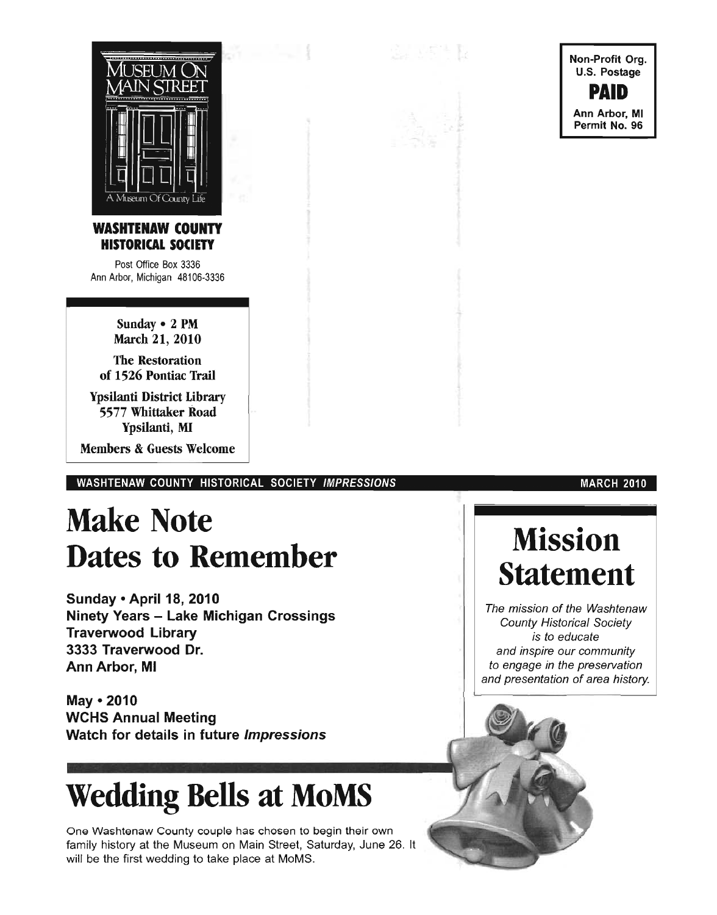MUSEUM ON MAIN STREET

A Museum Of County Life

**WASHTENAW COUNTY HISTORICAL SOCIETY**

Post Office Box 3336
Ann Arbor, Michigan 48106-3336

Non-Profit Org.
U.S. Postage
**PAID**
Ann Arbor, MI
Permit No. 96

**Sunday • 2 PM**
**March 21, 2010**

**The Restoration of 1526 Pontiac Trail**

**Ypsilanti District Library**
**5577 Whittaker Road**
**Ypsilanti, MI**

**Members & Guests Welcome**

WASHTENAW COUNTY HISTORICAL SOCIETY *IMPRESSIONS* MARCH 2010

# Make Note
# Dates to Remember

**Sunday • April 18, 2010**
**Ninety Years – Lake Michigan Crossings**
**Traverwood Library**
**3333 Traverwood Dr.**
**Ann Arbor, MI**

**May • 2010**
**WCHS Annual Meeting**
**Watch for details in future *Impressions***

# Mission Statement

*The mission of the Washtenaw County Historical Society is to educate and inspire our community to engage in the preservation and presentation of area history.*

# Wedding Bells at MoMS

One Washtenaw County couple has chosen to begin their own family history at the Museum on Main Street, Saturday, June 26. It will be the first wedding to take place at MoMS.